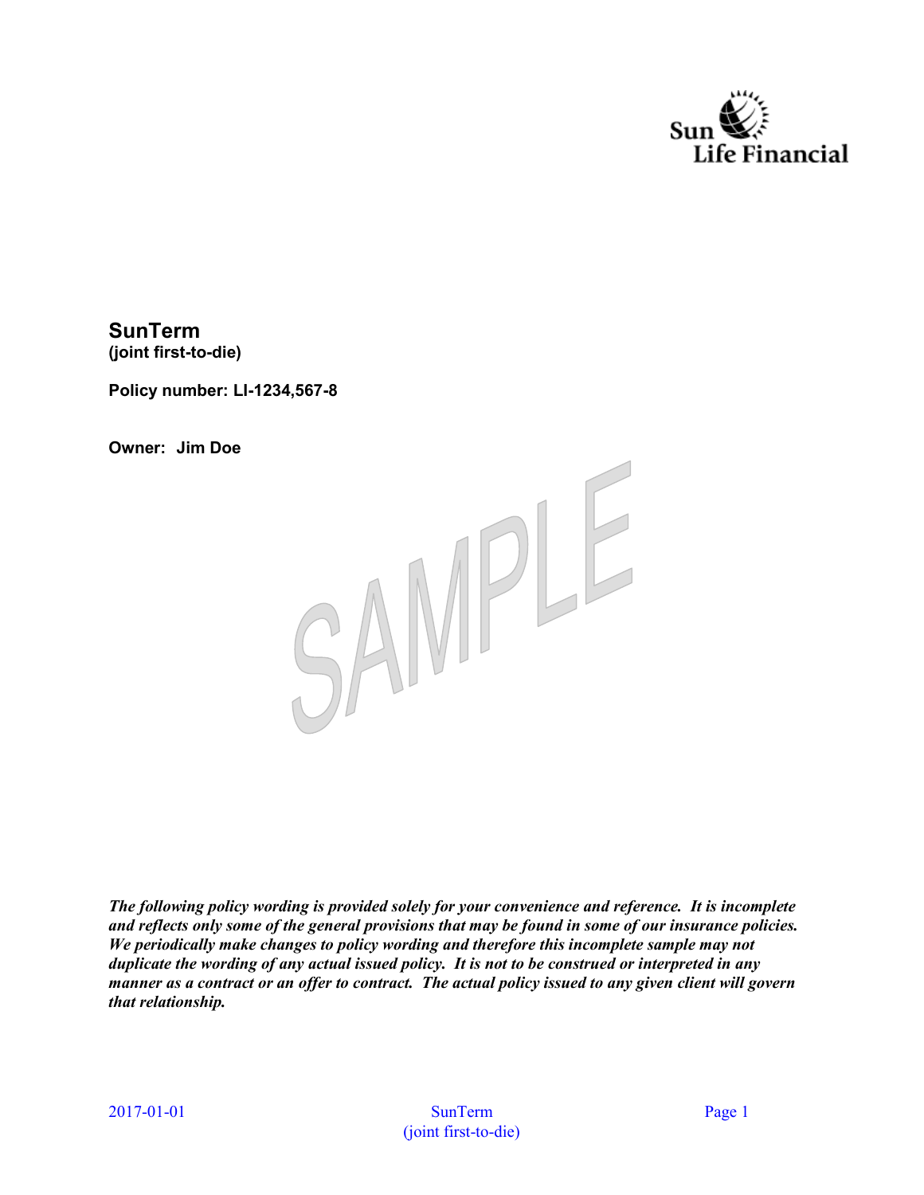Sun Life Financial

# SunTerm
**(joint first-to-die)**

**Policy number: LI-1234,567-8**

**Owner: Jim Doe**

SAMPLE

***The following policy wording is provided solely for your convenience and reference. It is incomplete and reflects only some of the general provisions that may be found in some of our insurance policies. We periodically make changes to policy wording and therefore this incomplete sample may not duplicate the wording of any actual issued policy. It is not to be construed or interpreted in any manner as a contract or an offer to contract. The actual policy issued to any given client will govern that relationship.***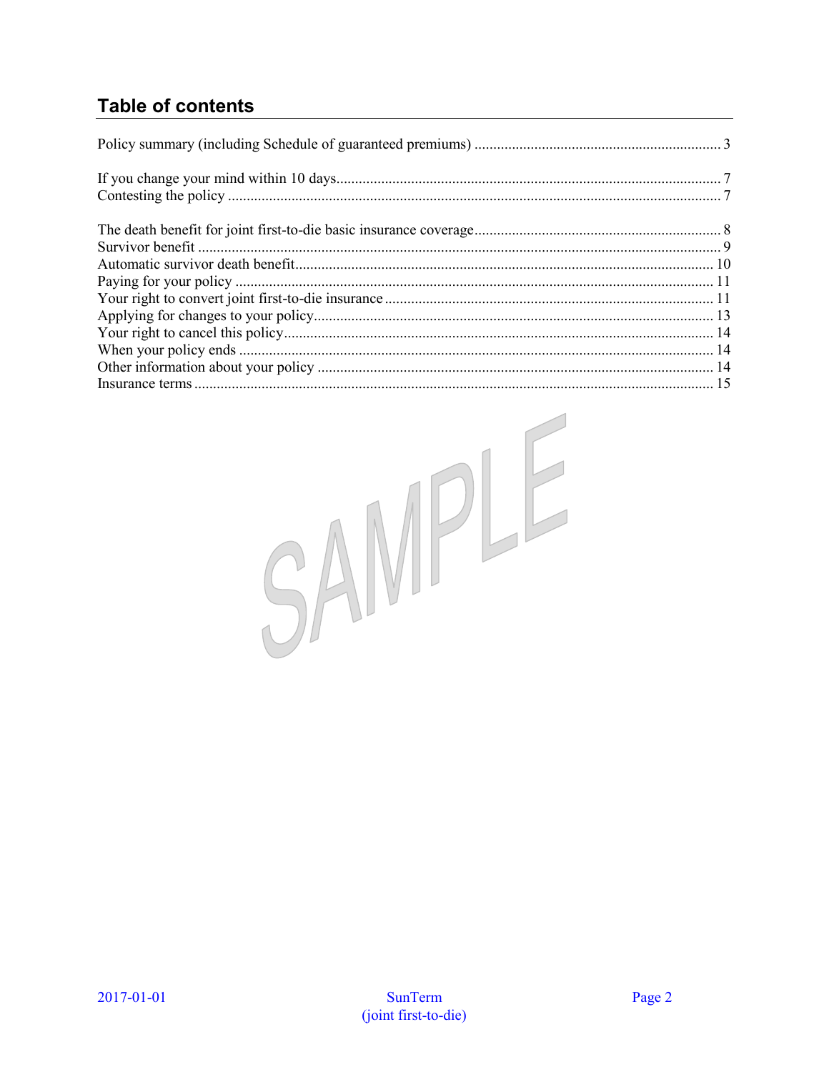## Table of contents

Policy summary (including Schedule of guaranteed premiums) ..... 3

If you change your mind within 10 days..... 7
Contesting the policy ..... 7

The death benefit for joint first-to-die basic insurance coverage..... 8
Survivor benefit ..... 9
Automatic survivor death benefit..... 10
Paying for your policy ..... 11
Your right to convert joint first-to-die insurance ..... 11
Applying for changes to your policy..... 13
Your right to cancel this policy..... 14
When your policy ends ..... 14
Other information about your policy ..... 14
Insurance terms ..... 15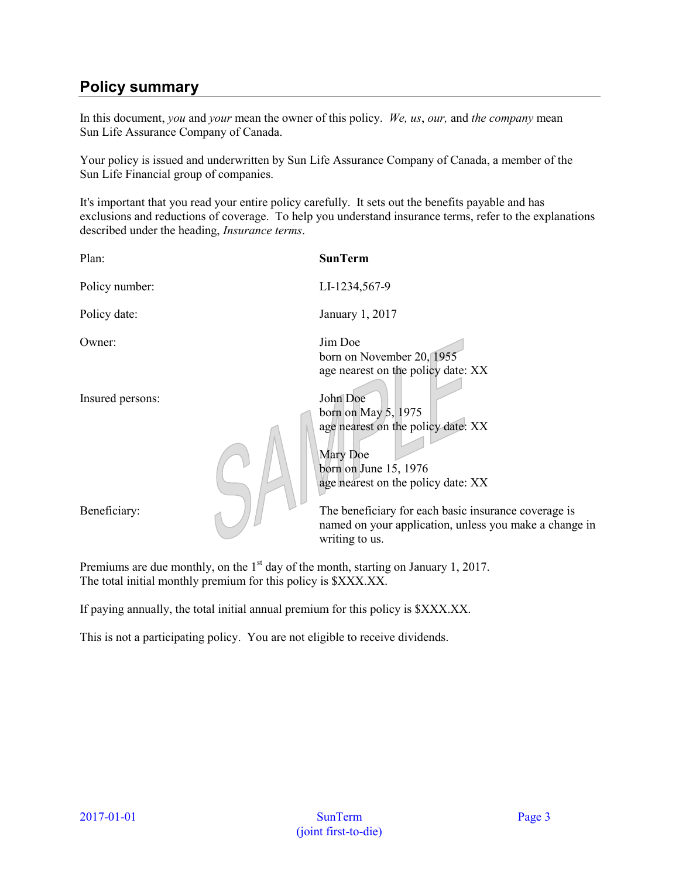## Policy summary

In this document, *you* and *your* mean the owner of this policy. *We, us*, *our,* and *the company* mean Sun Life Assurance Company of Canada.

Your policy is issued and underwritten by Sun Life Assurance Company of Canada, a member of the Sun Life Financial group of companies.

It's important that you read your entire policy carefully. It sets out the benefits payable and has exclusions and reductions of coverage. To help you understand insurance terms, refer to the explanations described under the heading, *Insurance terms*.

| | |
|---|---|
| Plan: | **SunTerm** |
| Policy number: | LI-1234,567-9 |
| Policy date: | January 1, 2017 |
| Owner: | Jim Doe<br>born on November 20, 1955<br>age nearest on the policy date: XX |
| Insured persons: | John Doe<br>born on May 5, 1975<br>age nearest on the policy date: XX<br><br>Mary Doe<br>born on June 15, 1976<br>age nearest on the policy date: XX |
| Beneficiary: | The beneficiary for each basic insurance coverage is named on your application, unless you make a change in writing to us. |

Premiums are due monthly, on the 1st day of the month, starting on January 1, 2017.
The total initial monthly premium for this policy is $XXX.XX.

If paying annually, the total initial annual premium for this policy is $XXX.XX.

This is not a participating policy. You are not eligible to receive dividends.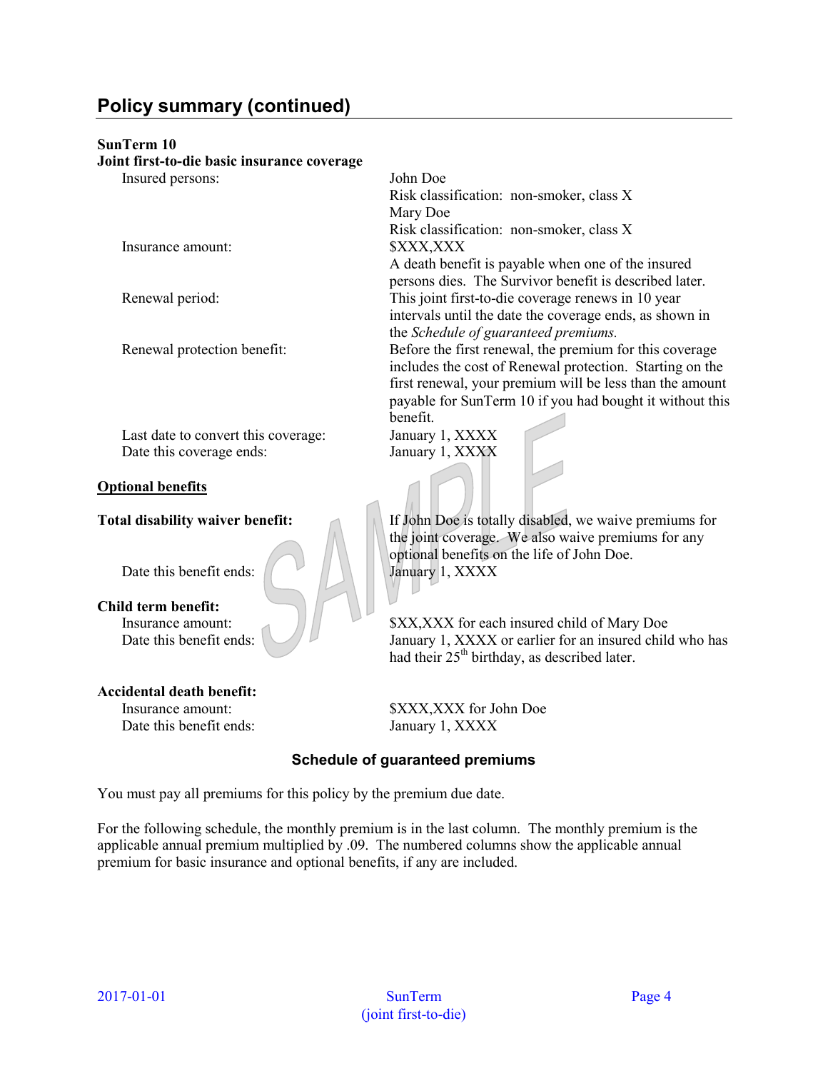## Policy summary (continued)

**SunTerm 10**
**Joint first-to-die basic insurance coverage**

| | |
|---|---|
| Insured persons: | John Doe<br>Risk classification: non-smoker, class X<br>Mary Doe<br>Risk classification: non-smoker, class X |
| Insurance amount: | $XXX,XXX<br>A death benefit is payable when one of the insured persons dies. The Survivor benefit is described later. |
| Renewal period: | This joint first-to-die coverage renews in 10 year intervals until the date the coverage ends, as shown in the *Schedule of guaranteed premiums.* |
| Renewal protection benefit: | Before the first renewal, the premium for this coverage includes the cost of Renewal protection. Starting on the first renewal, your premium will be less than the amount payable for SunTerm 10 if you had bought it without this benefit. |
| Last date to convert this coverage: | January 1, XXXX |
| Date this coverage ends: | January 1, XXXX |

**Optional benefits**

**Total disability waiver benefit:** If John Doe is totally disabled, we waive premiums for the joint coverage. We also waive premiums for any optional benefits on the life of John Doe.

| | |
|---|---|
| Date this benefit ends: | January 1, XXXX |

**Child term benefit:**

| | |
|---|---|
| Insurance amount: | $XX,XXX for each insured child of Mary Doe |
| Date this benefit ends: | January 1, XXXX or earlier for an insured child who has had their 25th birthday, as described later. |

**Accidental death benefit:**

| | |
|---|---|
| Insurance amount: | $XXX,XXX for John Doe |
| Date this benefit ends: | January 1, XXXX |

### Schedule of guaranteed premiums

You must pay all premiums for this policy by the premium due date.

For the following schedule, the monthly premium is in the last column. The monthly premium is the applicable annual premium multiplied by .09. The numbered columns show the applicable annual premium for basic insurance and optional benefits, if any are included.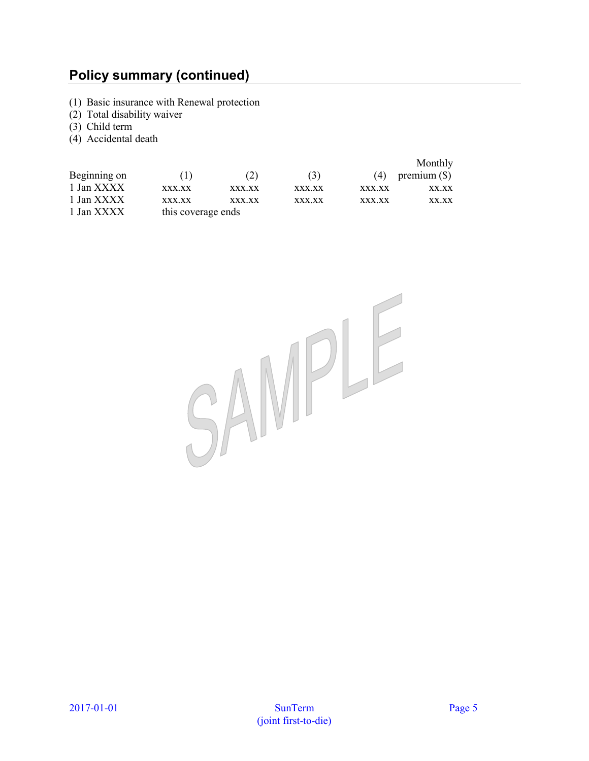## Policy summary (continued)

(1) Basic insurance with Renewal protection
(2) Total disability waiver
(3) Child term
(4) Accidental death

| Beginning on | (1) | (2) | (3) | (4) | Monthly premium ($) |
|---|---|---|---|---|---|
| 1 Jan XXXX | xxx.xx | xxx.xx | xxx.xx | xxx.xx | xx.xx |
| 1 Jan XXXX | xxx.xx | xxx.xx | xxx.xx | xxx.xx | xx.xx |
| 1 Jan XXXX | this coverage ends | | | | |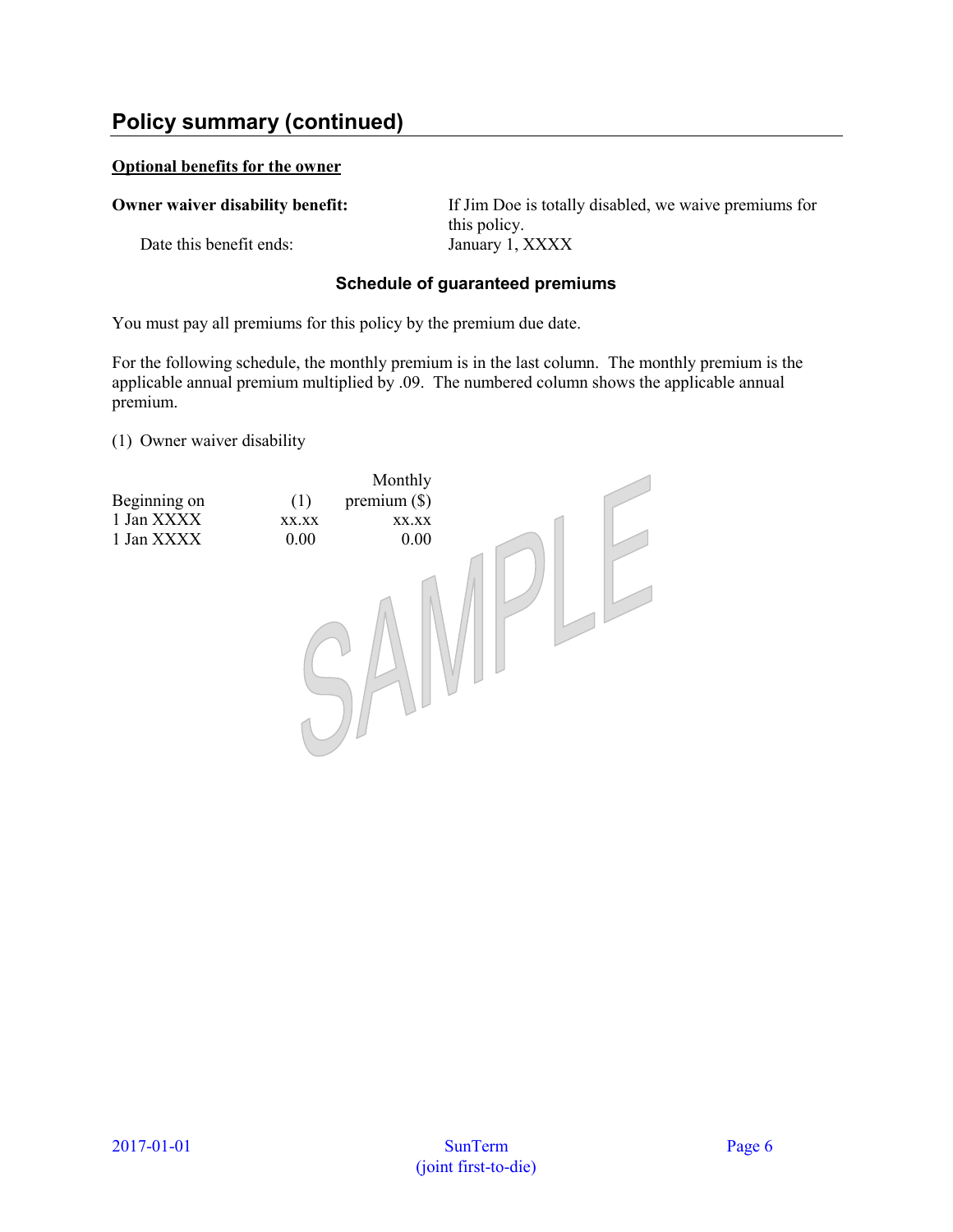## Policy summary (continued)

**Optional benefits for the owner**

**Owner waiver disability benefit:** If Jim Doe is totally disabled, we waive premiums for this policy.

Date this benefit ends: January 1, XXXX

### Schedule of guaranteed premiums

You must pay all premiums for this policy by the premium due date.

For the following schedule, the monthly premium is in the last column. The monthly premium is the applicable annual premium multiplied by .09. The numbered column shows the applicable annual premium.

(1) Owner waiver disability

| Beginning on | (1) | Monthly premium ($) |
|---|---|---|
| 1 Jan XXXX | xx.xx | xx.xx |
| 1 Jan XXXX | 0.00 | 0.00 |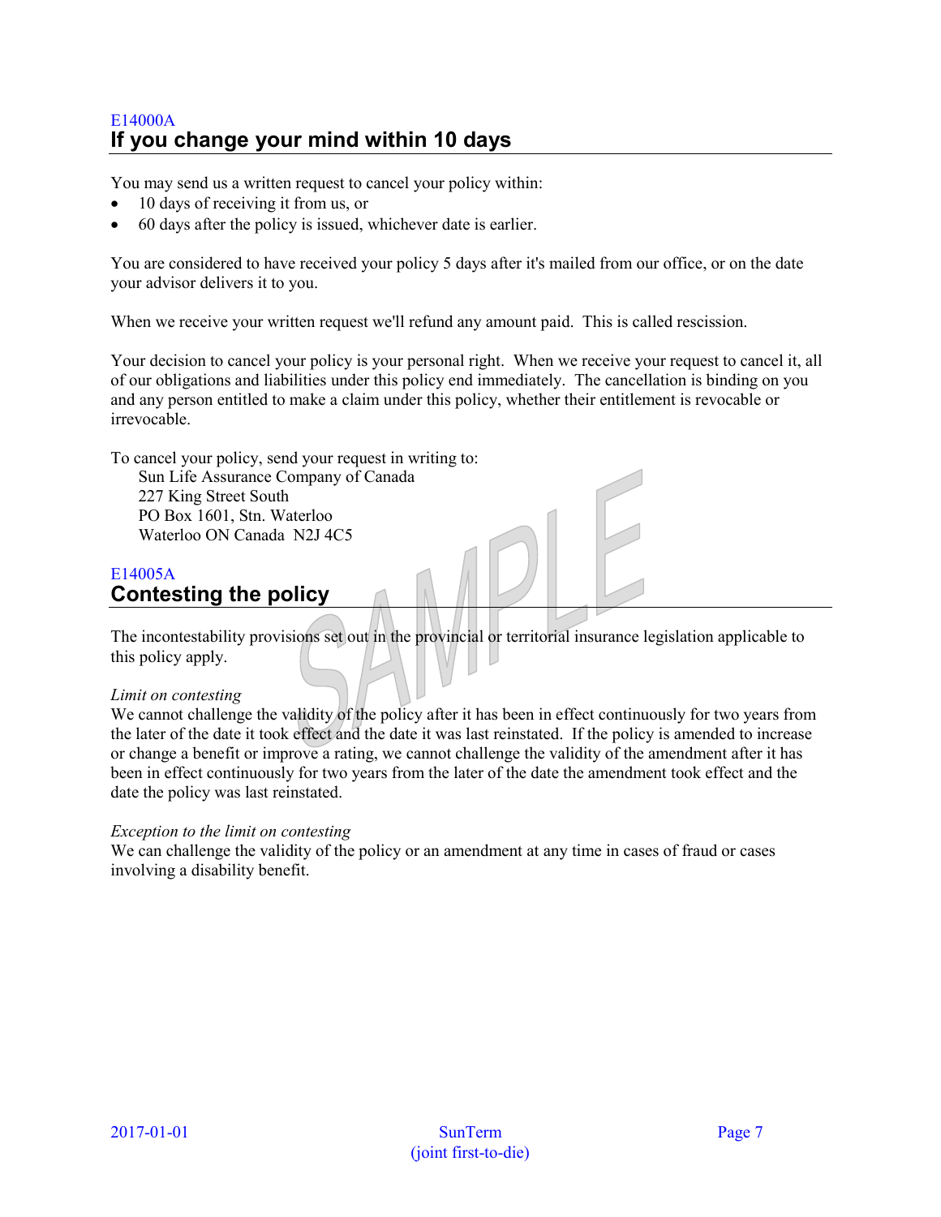E14000A

## If you change your mind within 10 days

You may send us a written request to cancel your policy within:

- 10 days of receiving it from us, or
- 60 days after the policy is issued, whichever date is earlier.

You are considered to have received your policy 5 days after it's mailed from our office, or on the date your advisor delivers it to you.

When we receive your written request we'll refund any amount paid. This is called rescission.

Your decision to cancel your policy is your personal right. When we receive your request to cancel it, all of our obligations and liabilities under this policy end immediately. The cancellation is binding on you and any person entitled to make a claim under this policy, whether their entitlement is revocable or irrevocable.

To cancel your policy, send your request in writing to:

Sun Life Assurance Company of Canada
227 King Street South
PO Box 1601, Stn. Waterloo
Waterloo ON Canada N2J 4C5

E14005A

## Contesting the policy

The incontestability provisions set out in the provincial or territorial insurance legislation applicable to this policy apply.

*Limit on contesting*

We cannot challenge the validity of the policy after it has been in effect continuously for two years from the later of the date it took effect and the date it was last reinstated. If the policy is amended to increase or change a benefit or improve a rating, we cannot challenge the validity of the amendment after it has been in effect continuously for two years from the later of the date the amendment took effect and the date the policy was last reinstated.

*Exception to the limit on contesting*

We can challenge the validity of the policy or an amendment at any time in cases of fraud or cases involving a disability benefit.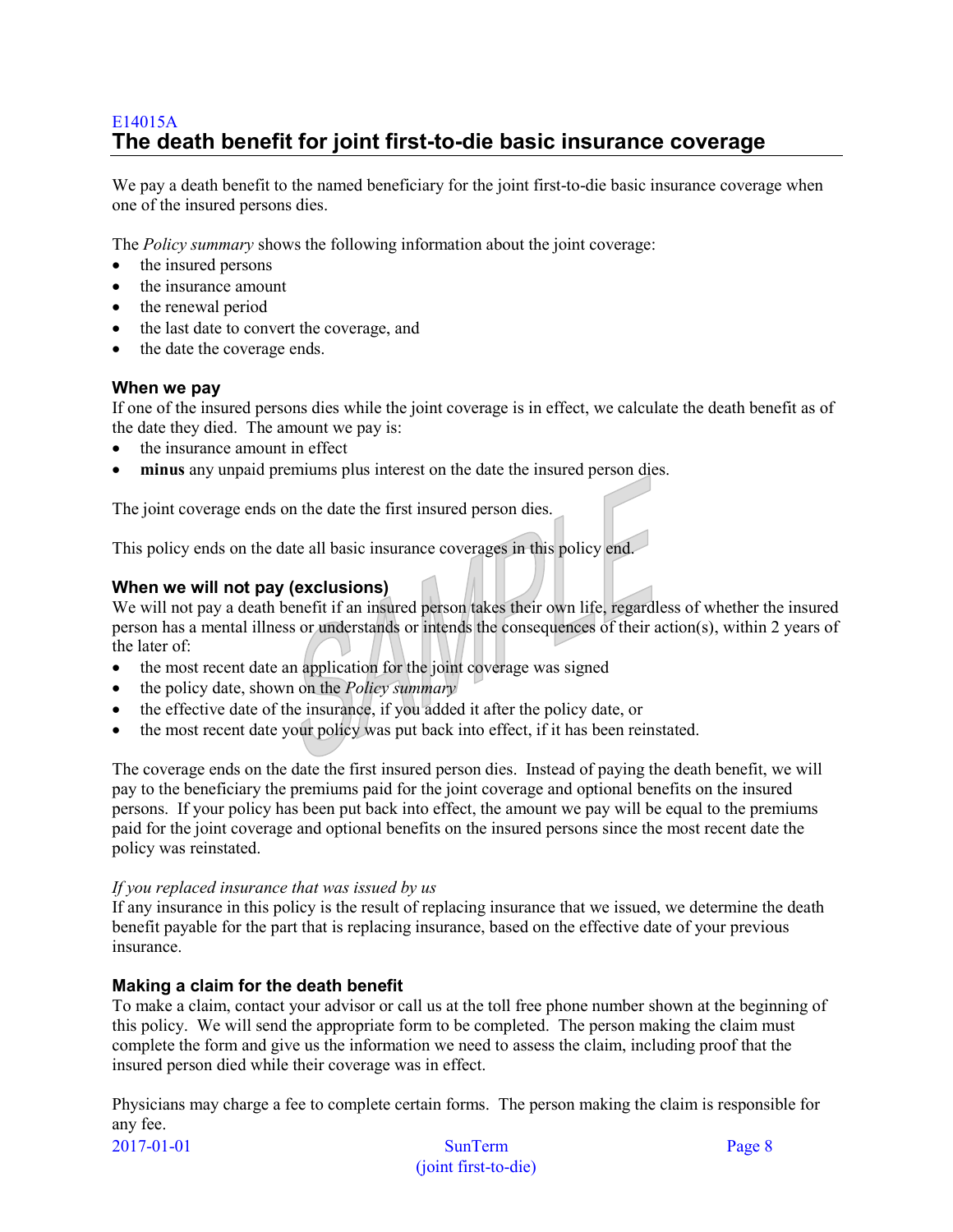E14015A

## The death benefit for joint first-to-die basic insurance coverage

We pay a death benefit to the named beneficiary for the joint first-to-die basic insurance coverage when one of the insured persons dies.

The *Policy summary* shows the following information about the joint coverage:

- the insured persons
- the insurance amount
- the renewal period
- the last date to convert the coverage, and
- the date the coverage ends.

### When we pay

If one of the insured persons dies while the joint coverage is in effect, we calculate the death benefit as of the date they died. The amount we pay is:

- the insurance amount in effect
- **minus** any unpaid premiums plus interest on the date the insured person dies.

The joint coverage ends on the date the first insured person dies.

This policy ends on the date all basic insurance coverages in this policy end.

### When we will not pay (exclusions)

We will not pay a death benefit if an insured person takes their own life, regardless of whether the insured person has a mental illness or understands or intends the consequences of their action(s), within 2 years of the later of:

- the most recent date an application for the joint coverage was signed
- the policy date, shown on the *Policy summary*
- the effective date of the insurance, if you added it after the policy date, or
- the most recent date your policy was put back into effect, if it has been reinstated.

The coverage ends on the date the first insured person dies. Instead of paying the death benefit, we will pay to the beneficiary the premiums paid for the joint coverage and optional benefits on the insured persons. If your policy has been put back into effect, the amount we pay will be equal to the premiums paid for the joint coverage and optional benefits on the insured persons since the most recent date the policy was reinstated.

*If you replaced insurance that was issued by us*

If any insurance in this policy is the result of replacing insurance that we issued, we determine the death benefit payable for the part that is replacing insurance, based on the effective date of your previous insurance.

### Making a claim for the death benefit

To make a claim, contact your advisor or call us at the toll free phone number shown at the beginning of this policy. We will send the appropriate form to be completed. The person making the claim must complete the form and give us the information we need to assess the claim, including proof that the insured person died while their coverage was in effect.

Physicians may charge a fee to complete certain forms. The person making the claim is responsible for any fee.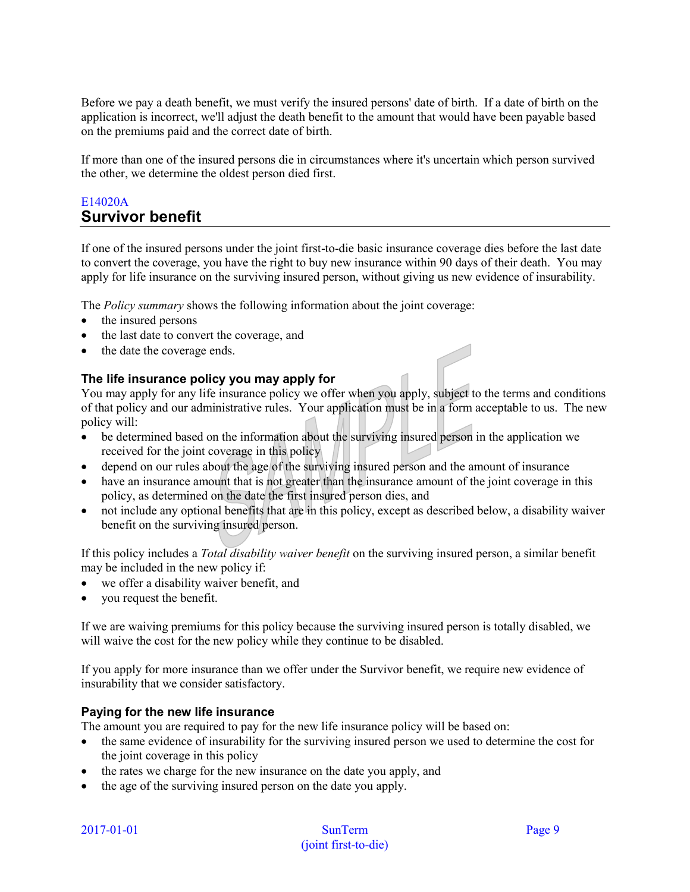Before we pay a death benefit, we must verify the insured persons' date of birth. If a date of birth on the application is incorrect, we'll adjust the death benefit to the amount that would have been payable based on the premiums paid and the correct date of birth.

If more than one of the insured persons die in circumstances where it's uncertain which person survived the other, we determine the oldest person died first.

E14020A

## Survivor benefit

If one of the insured persons under the joint first-to-die basic insurance coverage dies before the last date to convert the coverage, you have the right to buy new insurance within 90 days of their death. You may apply for life insurance on the surviving insured person, without giving us new evidence of insurability.

The *Policy summary* shows the following information about the joint coverage:

- the insured persons
- the last date to convert the coverage, and
- the date the coverage ends.

### The life insurance policy you may apply for

You may apply for any life insurance policy we offer when you apply, subject to the terms and conditions of that policy and our administrative rules. Your application must be in a form acceptable to us. The new policy will:

- be determined based on the information about the surviving insured person in the application we received for the joint coverage in this policy
- depend on our rules about the age of the surviving insured person and the amount of insurance
- have an insurance amount that is not greater than the insurance amount of the joint coverage in this policy, as determined on the date the first insured person dies, and
- not include any optional benefits that are in this policy, except as described below, a disability waiver benefit on the surviving insured person.

If this policy includes a *Total disability waiver benefit* on the surviving insured person, a similar benefit may be included in the new policy if:

- we offer a disability waiver benefit, and
- you request the benefit.

If we are waiving premiums for this policy because the surviving insured person is totally disabled, we will waive the cost for the new policy while they continue to be disabled.

If you apply for more insurance than we offer under the Survivor benefit, we require new evidence of insurability that we consider satisfactory.

### Paying for the new life insurance

The amount you are required to pay for the new life insurance policy will be based on:

- the same evidence of insurability for the surviving insured person we used to determine the cost for the joint coverage in this policy
- the rates we charge for the new insurance on the date you apply, and
- the age of the surviving insured person on the date you apply.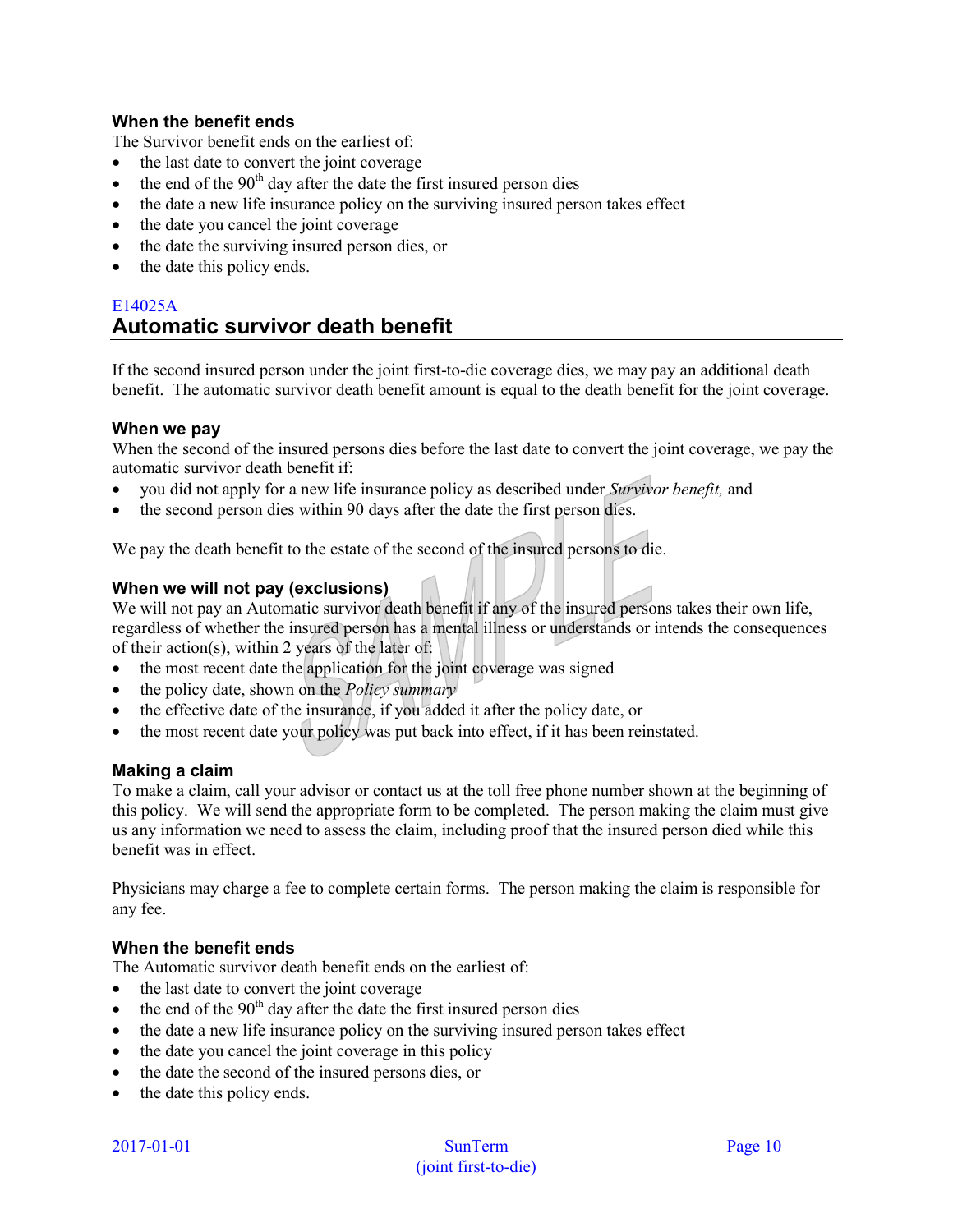### When the benefit ends

The Survivor benefit ends on the earliest of:

- the last date to convert the joint coverage
- the end of the 90th day after the date the first insured person dies
- the date a new life insurance policy on the surviving insured person takes effect
- the date you cancel the joint coverage
- the date the surviving insured person dies, or
- the date this policy ends.

E14025A

## Automatic survivor death benefit

If the second insured person under the joint first-to-die coverage dies, we may pay an additional death benefit. The automatic survivor death benefit amount is equal to the death benefit for the joint coverage.

### When we pay

When the second of the insured persons dies before the last date to convert the joint coverage, we pay the automatic survivor death benefit if:

- you did not apply for a new life insurance policy as described under *Survivor benefit,* and
- the second person dies within 90 days after the date the first person dies.

We pay the death benefit to the estate of the second of the insured persons to die.

### When we will not pay (exclusions)

We will not pay an Automatic survivor death benefit if any of the insured persons takes their own life, regardless of whether the insured person has a mental illness or understands or intends the consequences of their action(s), within 2 years of the later of:

- the most recent date the application for the joint coverage was signed
- the policy date, shown on the *Policy summary*
- the effective date of the insurance, if you added it after the policy date, or
- the most recent date your policy was put back into effect, if it has been reinstated.

### Making a claim

To make a claim, call your advisor or contact us at the toll free phone number shown at the beginning of this policy. We will send the appropriate form to be completed. The person making the claim must give us any information we need to assess the claim, including proof that the insured person died while this benefit was in effect.

Physicians may charge a fee to complete certain forms. The person making the claim is responsible for any fee.

### When the benefit ends

The Automatic survivor death benefit ends on the earliest of:

- the last date to convert the joint coverage
- the end of the 90th day after the date the first insured person dies
- the date a new life insurance policy on the surviving insured person takes effect
- the date you cancel the joint coverage in this policy
- the date the second of the insured persons dies, or
- the date this policy ends.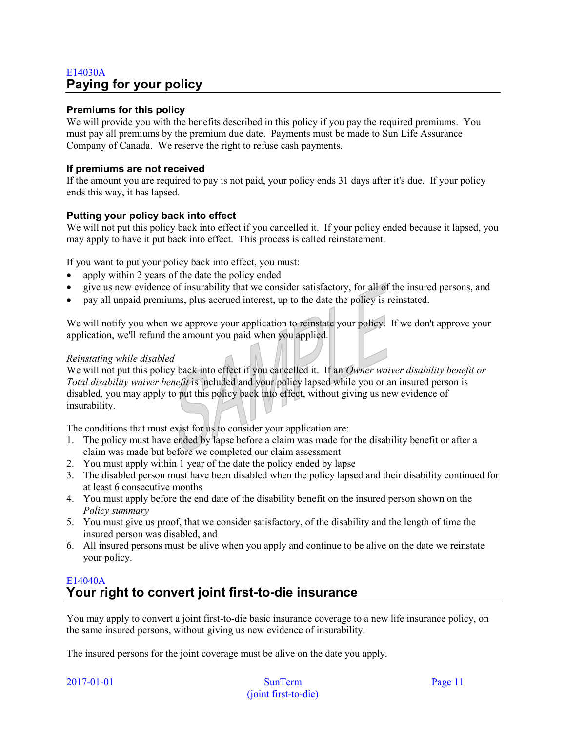E14030A

## Paying for your policy

### Premiums for this policy

We will provide you with the benefits described in this policy if you pay the required premiums. You must pay all premiums by the premium due date. Payments must be made to Sun Life Assurance Company of Canada. We reserve the right to refuse cash payments.

### If premiums are not received

If the amount you are required to pay is not paid, your policy ends 31 days after it's due. If your policy ends this way, it has lapsed.

### Putting your policy back into effect

We will not put this policy back into effect if you cancelled it. If your policy ended because it lapsed, you may apply to have it put back into effect. This process is called reinstatement.

If you want to put your policy back into effect, you must:

- apply within 2 years of the date the policy ended
- give us new evidence of insurability that we consider satisfactory, for all of the insured persons, and
- pay all unpaid premiums, plus accrued interest, up to the date the policy is reinstated.

We will notify you when we approve your application to reinstate your policy. If we don't approve your application, we'll refund the amount you paid when you applied.

*Reinstating while disabled*

We will not put this policy back into effect if you cancelled it. If an *Owner waiver disability benefit or Total disability waiver benefit* is included and your policy lapsed while you or an insured person is disabled, you may apply to put this policy back into effect, without giving us new evidence of insurability.

The conditions that must exist for us to consider your application are:

1. The policy must have ended by lapse before a claim was made for the disability benefit or after a claim was made but before we completed our claim assessment
2. You must apply within 1 year of the date the policy ended by lapse
3. The disabled person must have been disabled when the policy lapsed and their disability continued for at least 6 consecutive months
4. You must apply before the end date of the disability benefit on the insured person shown on the *Policy summary*
5. You must give us proof, that we consider satisfactory, of the disability and the length of time the insured person was disabled, and
6. All insured persons must be alive when you apply and continue to be alive on the date we reinstate your policy.

E14040A

## Your right to convert joint first-to-die insurance

You may apply to convert a joint first-to-die basic insurance coverage to a new life insurance policy, on the same insured persons, without giving us new evidence of insurability.

The insured persons for the joint coverage must be alive on the date you apply.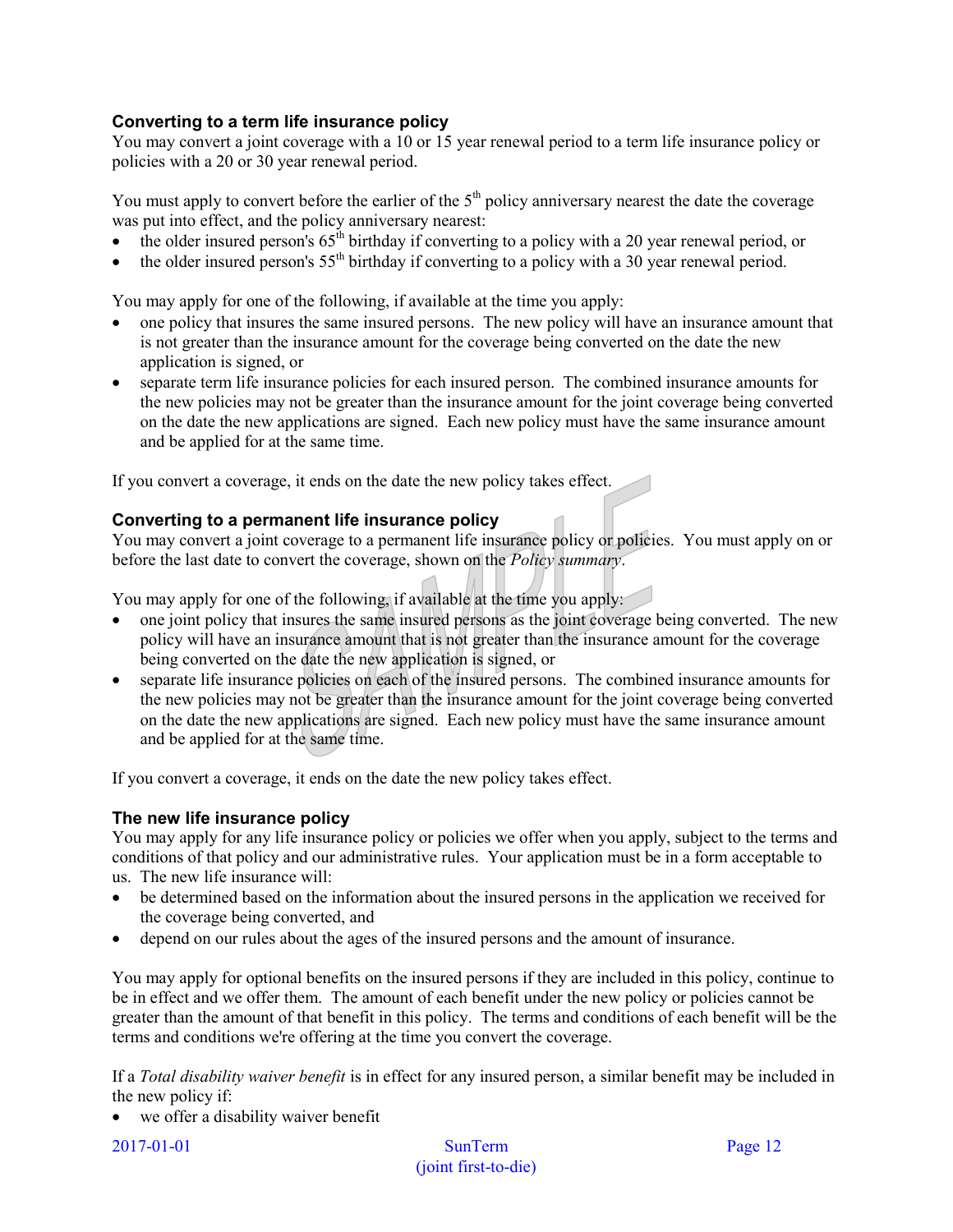### Converting to a term life insurance policy

You may convert a joint coverage with a 10 or 15 year renewal period to a term life insurance policy or policies with a 20 or 30 year renewal period.

You must apply to convert before the earlier of the 5th policy anniversary nearest the date the coverage was put into effect, and the policy anniversary nearest:

- the older insured person's 65th birthday if converting to a policy with a 20 year renewal period, or
- the older insured person's 55th birthday if converting to a policy with a 30 year renewal period.

You may apply for one of the following, if available at the time you apply:

- one policy that insures the same insured persons. The new policy will have an insurance amount that is not greater than the insurance amount for the coverage being converted on the date the new application is signed, or
- separate term life insurance policies for each insured person. The combined insurance amounts for the new policies may not be greater than the insurance amount for the joint coverage being converted on the date the new applications are signed. Each new policy must have the same insurance amount and be applied for at the same time.

If you convert a coverage, it ends on the date the new policy takes effect.

### Converting to a permanent life insurance policy

You may convert a joint coverage to a permanent life insurance policy or policies. You must apply on or before the last date to convert the coverage, shown on the *Policy summary*.

You may apply for one of the following, if available at the time you apply:

- one joint policy that insures the same insured persons as the joint coverage being converted. The new policy will have an insurance amount that is not greater than the insurance amount for the coverage being converted on the date the new application is signed, or
- separate life insurance policies on each of the insured persons. The combined insurance amounts for the new policies may not be greater than the insurance amount for the joint coverage being converted on the date the new applications are signed. Each new policy must have the same insurance amount and be applied for at the same time.

If you convert a coverage, it ends on the date the new policy takes effect.

### The new life insurance policy

You may apply for any life insurance policy or policies we offer when you apply, subject to the terms and conditions of that policy and our administrative rules. Your application must be in a form acceptable to us. The new life insurance will:

- be determined based on the information about the insured persons in the application we received for the coverage being converted, and
- depend on our rules about the ages of the insured persons and the amount of insurance.

You may apply for optional benefits on the insured persons if they are included in this policy, continue to be in effect and we offer them. The amount of each benefit under the new policy or policies cannot be greater than the amount of that benefit in this policy. The terms and conditions of each benefit will be the terms and conditions we're offering at the time you convert the coverage.

If a *Total disability waiver benefit* is in effect for any insured person, a similar benefit may be included in the new policy if:

- we offer a disability waiver benefit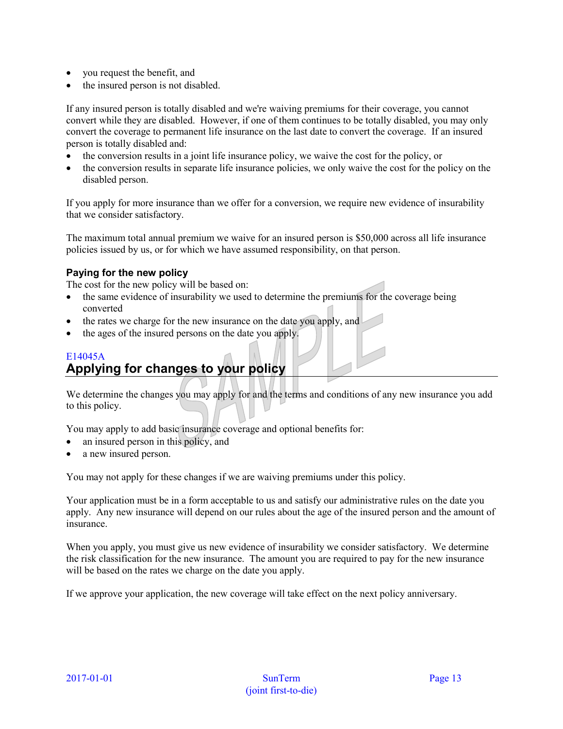- you request the benefit, and
- the insured person is not disabled.

If any insured person is totally disabled and we're waiving premiums for their coverage, you cannot convert while they are disabled. However, if one of them continues to be totally disabled, you may only convert the coverage to permanent life insurance on the last date to convert the coverage. If an insured person is totally disabled and:

- the conversion results in a joint life insurance policy, we waive the cost for the policy, or
- the conversion results in separate life insurance policies, we only waive the cost for the policy on the disabled person.

If you apply for more insurance than we offer for a conversion, we require new evidence of insurability that we consider satisfactory.

The maximum total annual premium we waive for an insured person is $50,000 across all life insurance policies issued by us, or for which we have assumed responsibility, on that person.

### Paying for the new policy

The cost for the new policy will be based on:

- the same evidence of insurability we used to determine the premiums for the coverage being converted
- the rates we charge for the new insurance on the date you apply, and
- the ages of the insured persons on the date you apply.

E14045A

## Applying for changes to your policy

We determine the changes you may apply for and the terms and conditions of any new insurance you add to this policy.

You may apply to add basic insurance coverage and optional benefits for:

- an insured person in this policy, and
- a new insured person.

You may not apply for these changes if we are waiving premiums under this policy.

Your application must be in a form acceptable to us and satisfy our administrative rules on the date you apply. Any new insurance will depend on our rules about the age of the insured person and the amount of insurance.

When you apply, you must give us new evidence of insurability we consider satisfactory. We determine the risk classification for the new insurance. The amount you are required to pay for the new insurance will be based on the rates we charge on the date you apply.

If we approve your application, the new coverage will take effect on the next policy anniversary.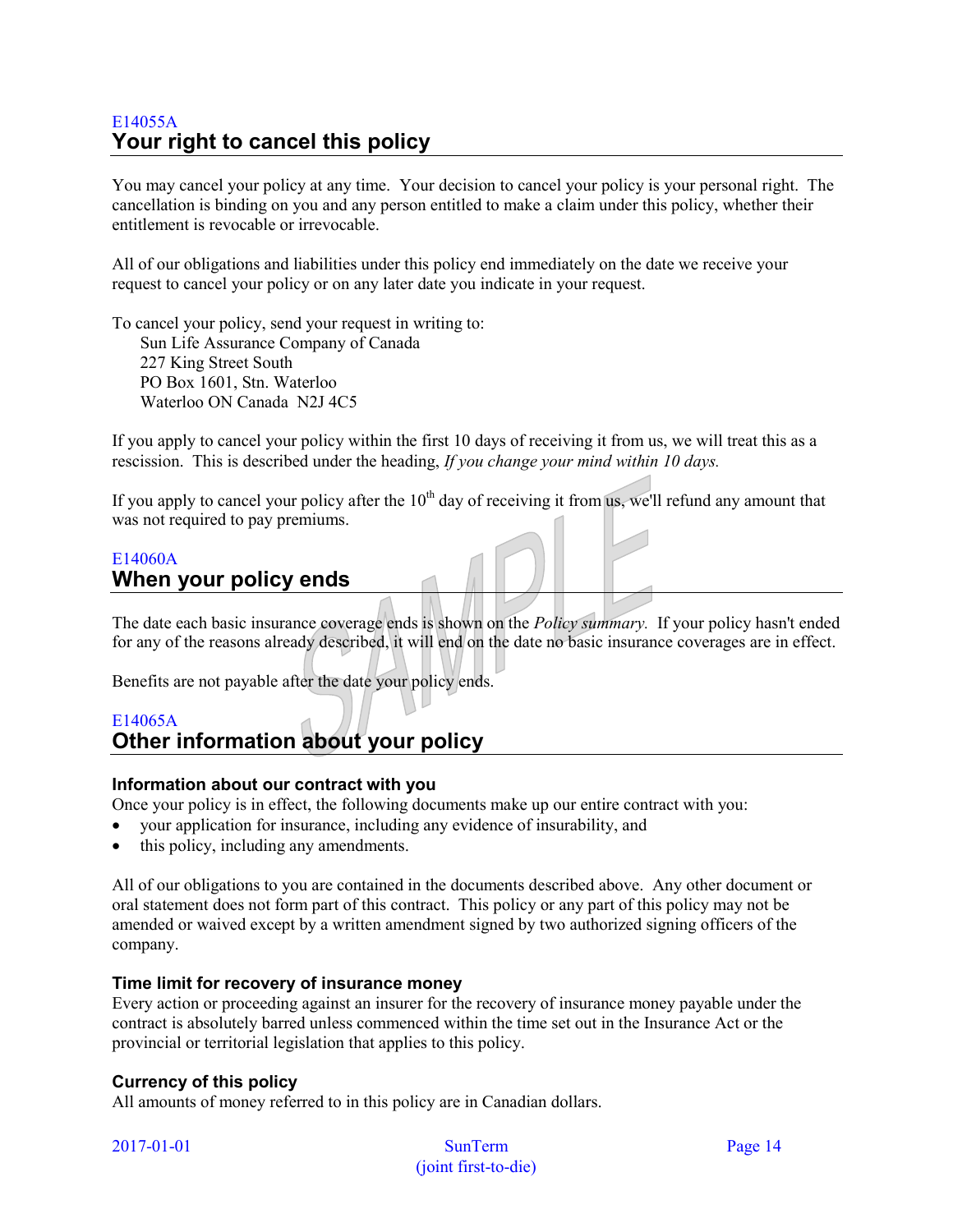E14055A

## Your right to cancel this policy

You may cancel your policy at any time. Your decision to cancel your policy is your personal right. The cancellation is binding on you and any person entitled to make a claim under this policy, whether their entitlement is revocable or irrevocable.

All of our obligations and liabilities under this policy end immediately on the date we receive your request to cancel your policy or on any later date you indicate in your request.

To cancel your policy, send your request in writing to:

Sun Life Assurance Company of Canada
227 King Street South
PO Box 1601, Stn. Waterloo
Waterloo ON Canada N2J 4C5

If you apply to cancel your policy within the first 10 days of receiving it from us, we will treat this as a rescission. This is described under the heading, *If you change your mind within 10 days.*

If you apply to cancel your policy after the 10th day of receiving it from us, we'll refund any amount that was not required to pay premiums.

E14060A

## When your policy ends

The date each basic insurance coverage ends is shown on the *Policy summary.* If your policy hasn't ended for any of the reasons already described, it will end on the date no basic insurance coverages are in effect.

Benefits are not payable after the date your policy ends.

E14065A

## Other information about your policy

### Information about our contract with you

Once your policy is in effect, the following documents make up our entire contract with you:

- your application for insurance, including any evidence of insurability, and
- this policy, including any amendments.

All of our obligations to you are contained in the documents described above. Any other document or oral statement does not form part of this contract. This policy or any part of this policy may not be amended or waived except by a written amendment signed by two authorized signing officers of the company.

### Time limit for recovery of insurance money

Every action or proceeding against an insurer for the recovery of insurance money payable under the contract is absolutely barred unless commenced within the time set out in the Insurance Act or the provincial or territorial legislation that applies to this policy.

### Currency of this policy

All amounts of money referred to in this policy are in Canadian dollars.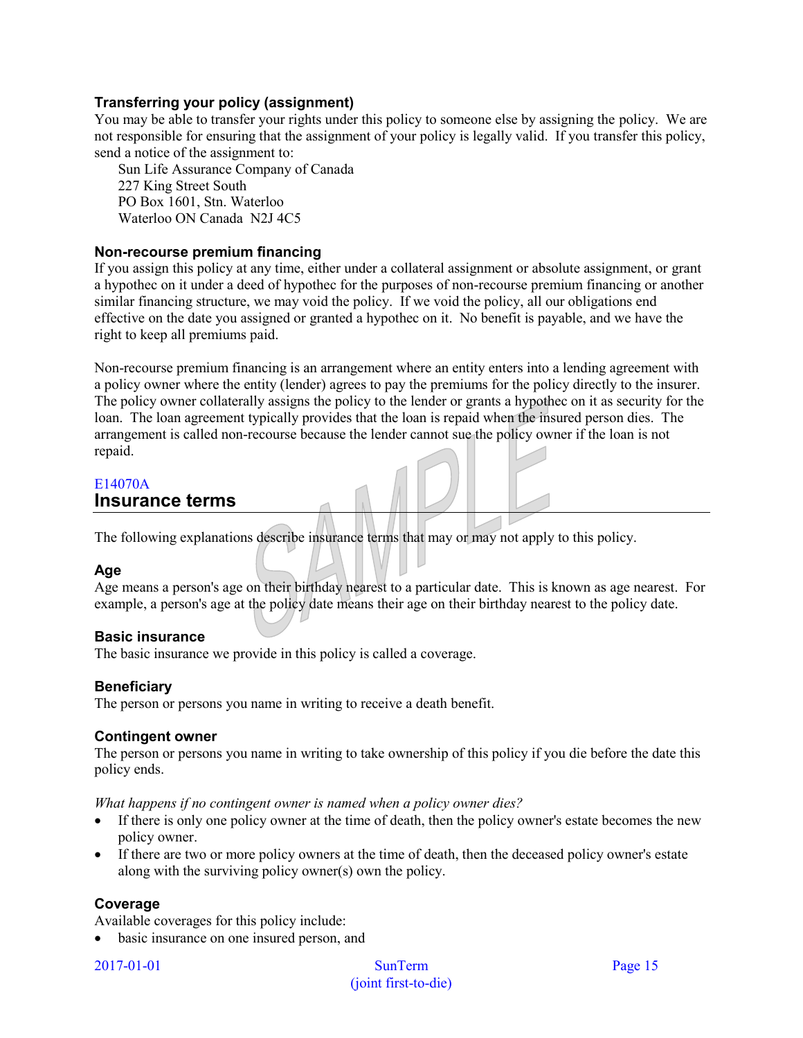### Transferring your policy (assignment)

You may be able to transfer your rights under this policy to someone else by assigning the policy. We are not responsible for ensuring that the assignment of your policy is legally valid. If you transfer this policy, send a notice of the assignment to:

Sun Life Assurance Company of Canada  
227 King Street South  
PO Box 1601, Stn. Waterloo  
Waterloo ON Canada N2J 4C5

### Non-recourse premium financing

If you assign this policy at any time, either under a collateral assignment or absolute assignment, or grant a hypothec on it under a deed of hypothec for the purposes of non-recourse premium financing or another similar financing structure, we may void the policy. If we void the policy, all our obligations end effective on the date you assigned or granted a hypothec on it. No benefit is payable, and we have the right to keep all premiums paid.

Non-recourse premium financing is an arrangement where an entity enters into a lending agreement with a policy owner where the entity (lender) agrees to pay the premiums for the policy directly to the insurer. The policy owner collaterally assigns the policy to the lender or grants a hypothec on it as security for the loan. The loan agreement typically provides that the loan is repaid when the insured person dies. The arrangement is called non-recourse because the lender cannot sue the policy owner if the loan is not repaid.

E14070A

## Insurance terms

The following explanations describe insurance terms that may or may not apply to this policy.

### Age

Age means a person's age on their birthday nearest to a particular date. This is known as age nearest. For example, a person's age at the policy date means their age on their birthday nearest to the policy date.

### Basic insurance

The basic insurance we provide in this policy is called a coverage.

### Beneficiary

The person or persons you name in writing to receive a death benefit.

### Contingent owner

The person or persons you name in writing to take ownership of this policy if you die before the date this policy ends.

*What happens if no contingent owner is named when a policy owner dies?*

- If there is only one policy owner at the time of death, then the policy owner's estate becomes the new policy owner.
- If there are two or more policy owners at the time of death, then the deceased policy owner's estate along with the surviving policy owner(s) own the policy.

### Coverage

Available coverages for this policy include:

- basic insurance on one insured person, and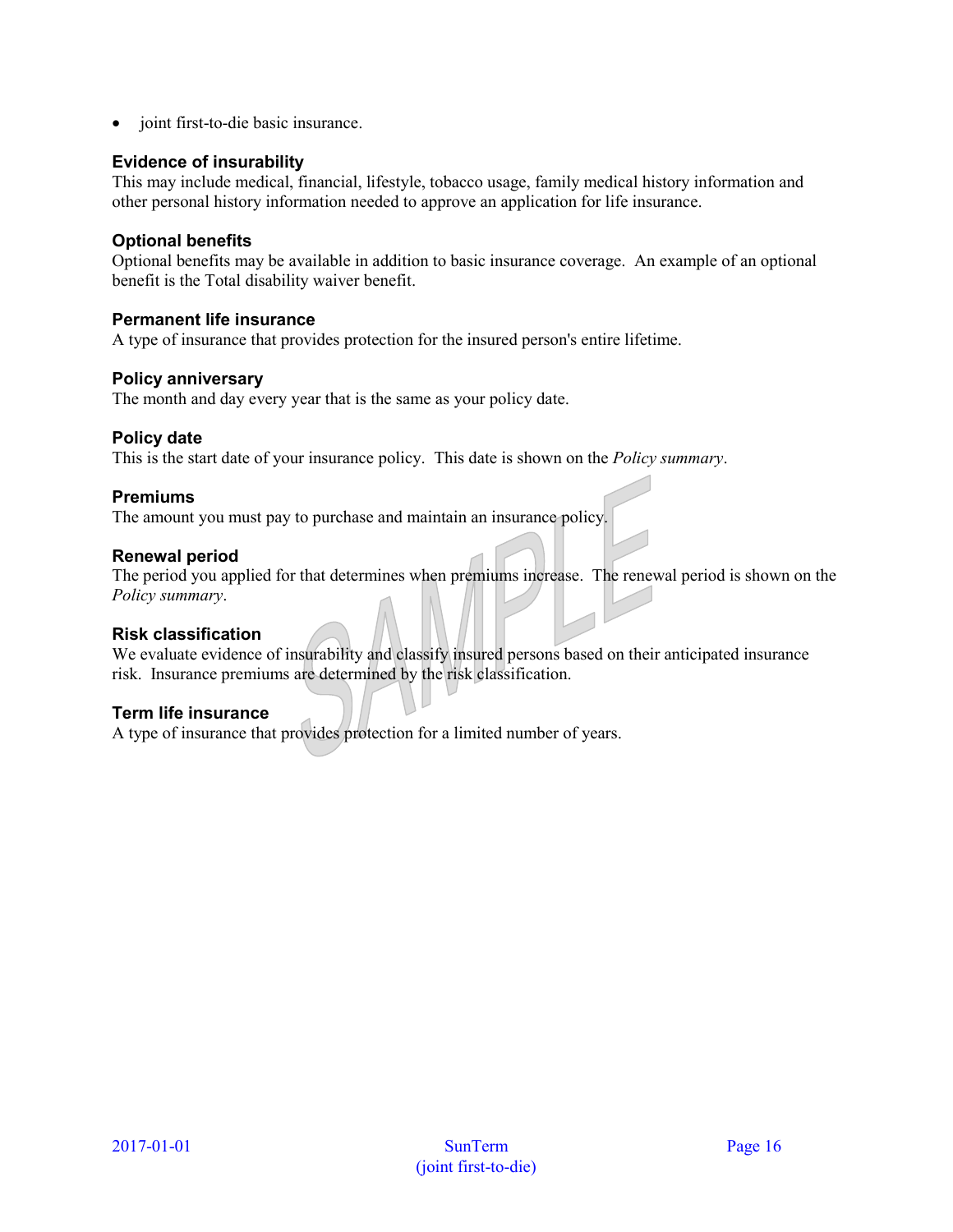- joint first-to-die basic insurance.

### Evidence of insurability

This may include medical, financial, lifestyle, tobacco usage, family medical history information and other personal history information needed to approve an application for life insurance.

### Optional benefits

Optional benefits may be available in addition to basic insurance coverage. An example of an optional benefit is the Total disability waiver benefit.

### Permanent life insurance

A type of insurance that provides protection for the insured person's entire lifetime.

### Policy anniversary

The month and day every year that is the same as your policy date.

### Policy date

This is the start date of your insurance policy. This date is shown on the *Policy summary*.

### Premiums

The amount you must pay to purchase and maintain an insurance policy.

### Renewal period

The period you applied for that determines when premiums increase. The renewal period is shown on the *Policy summary*.

### Risk classification

We evaluate evidence of insurability and classify insured persons based on their anticipated insurance risk. Insurance premiums are determined by the risk classification.

### Term life insurance

A type of insurance that provides protection for a limited number of years.